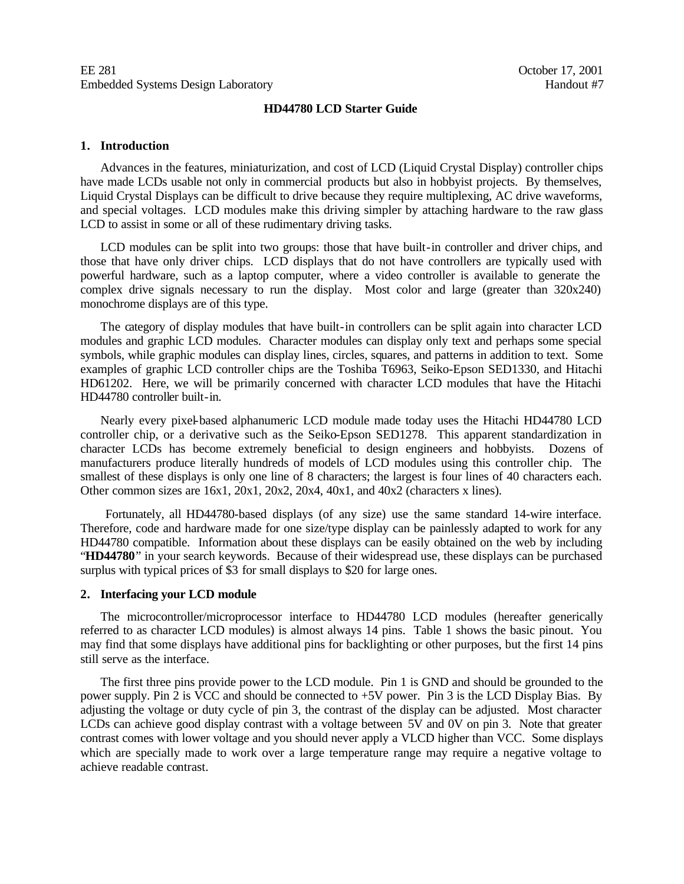EE 281 Embedded Systems Design Laboratory

October 17, 2001 Handout #7

# HD44780 LCD Starter Guide

## 1. Introduction

Advances in the features, miniaturization, and cost of LCD (Liquid Crystal Display) controller chips have made LCDs usable not only in commercial products but also in hobbyist projects. By themselves, Liquid Crystal Displays can be difficult to drive because they require multiplexing, AC drive waveforms, and special voltages. LCD modules make this driving simpler by attaching hardware to the raw glass LCD to assist in some or all of these rudimentary driving tasks.

LCD modules can be split into two groups: those that have built-in controller and driver chips, and those that have only driver chips. LCD displays that do not have controllers are typically used with powerful hardware, such as a laptop computer, where a video controller is available to generate the complex drive signals necessary to run the display. Most color and large (greater than 320x240) monochrome displays are of this type.

The category of display modules that have built-in controllers can be split again into character LCD modules and graphic LCD modules. Character modules can display only text and perhaps some special symbols, while graphic modules can display lines, circles, squares, and patterns in addition to text. Some examples of graphic LCD controller chips are the Toshiba T6963, Seiko-Epson SED1330, and Hitachi HD61202. Here, we will be primarily concerned with character LCD modules that have the Hitachi HD44780 controller built-in.

Nearly every pixel-based alphanumeric LCD module made today uses the Hitachi HD44780 LCD controller chip, or a derivative such as the Seiko-Epson SED1278. This apparent standardization in character LCDs has become extremely beneficial to design engineers and hobbyists. Dozens of manufacturers produce literally hundreds of models of LCD modules using this controller chip. The smallest of these displays is only one line of 8 characters; the largest is four lines of 40 characters each. Other common sizes are 16x1, 20x1, 20x2, 20x4, 40x1, and 40x2 (characters x lines).

Fortunately, all HD44780-based displays (of any size) use the same standard 14-wire interface. Therefore, code and hardware made for one size/type display can be painlessly adapted to work for any HD44780 compatible. Information about these displays can be easily obtained on the web by including "**HD44780**" in your search keywords. Because of their widespread use, these displays can be purchased surplus with typical prices of $3 for small displays to $20 for large ones.

## 2. Interfacing your LCD module

The microcontroller/microprocessor interface to HD44780 LCD modules (hereafter generically referred to as character LCD modules) is almost always 14 pins. Table 1 shows the basic pinout. You may find that some displays have additional pins for backlighting or other purposes, but the first 14 pins still serve as the interface.

The first three pins provide power to the LCD module. Pin 1 is GND and should be grounded to the power supply. Pin 2 is VCC and should be connected to +5V power. Pin 3 is the LCD Display Bias. By adjusting the voltage or duty cycle of pin 3, the contrast of the display can be adjusted. Most character LCDs can achieve good display contrast with a voltage between 5V and 0V on pin 3. Note that greater contrast comes with lower voltage and you should never apply a VLCD higher than VCC. Some displays which are specially made to work over a large temperature range may require a negative voltage to achieve readable contrast.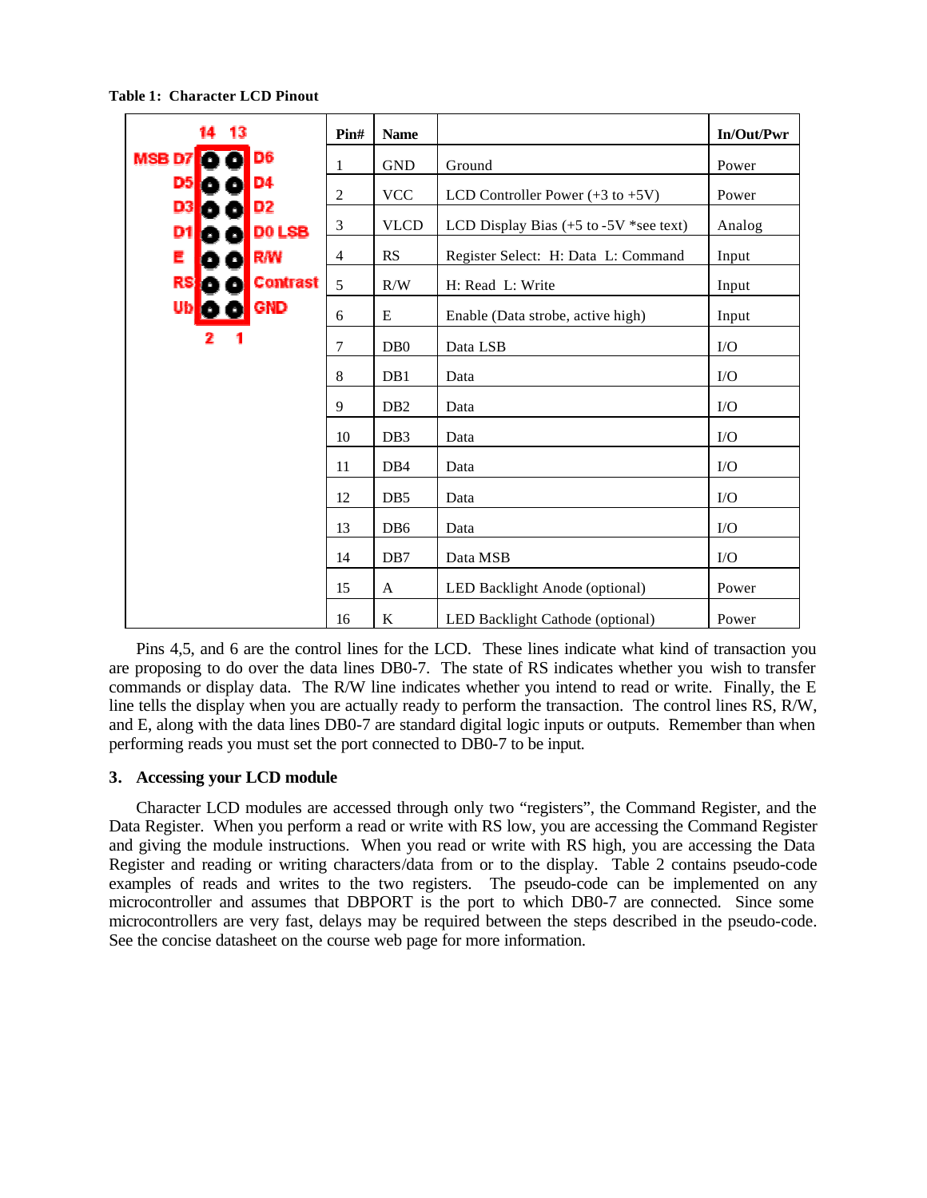**Table 1: Character LCD Pinout**

| Pin# | Name | | In/Out/Pwr |
|---|---|---|---|
| 1 | GND | Ground | Power |
| 2 | VCC | LCD Controller Power (+3 to +5V) | Power |
| 3 | VLCD | LCD Display Bias (+5 to -5V *see text) | Analog |
| 4 | RS | Register Select: H: Data L: Command | Input |
| 5 | R/W | H: Read L: Write | Input |
| 6 | E | Enable (Data strobe, active high) | Input |
| 7 | DB0 | Data LSB | I/O |
| 8 | DB1 | Data | I/O |
| 9 | DB2 | Data | I/O |
| 10 | DB3 | Data | I/O |
| 11 | DB4 | Data | I/O |
| 12 | DB5 | Data | I/O |
| 13 | DB6 | Data | I/O |
| 14 | DB7 | Data MSB | I/O |
| 15 | A | LED Backlight Anode (optional) | Power |
| 16 | K | LED Backlight Cathode (optional) | Power |

Pins 4,5, and 6 are the control lines for the LCD. These lines indicate what kind of transaction you are proposing to do over the data lines DB0-7. The state of RS indicates whether you wish to transfer commands or display data. The R/W line indicates whether you intend to read or write. Finally, the E line tells the display when you are actually ready to perform the transaction. The control lines RS, R/W, and E, along with the data lines DB0-7 are standard digital logic inputs or outputs. Remember than when performing reads you must set the port connected to DB0-7 to be input.

### 3. Accessing your LCD module

Character LCD modules are accessed through only two "registers", the Command Register, and the Data Register. When you perform a read or write with RS low, you are accessing the Command Register and giving the module instructions. When you read or write with RS high, you are accessing the Data Register and reading or writing characters/data from or to the display. Table 2 contains pseudo-code examples of reads and writes to the two registers. The pseudo-code can be implemented on any microcontroller and assumes that DBPORT is the port to which DB0-7 are connected. Since some microcontrollers are very fast, delays may be required between the steps described in the pseudo-code. See the concise datasheet on the course web page for more information.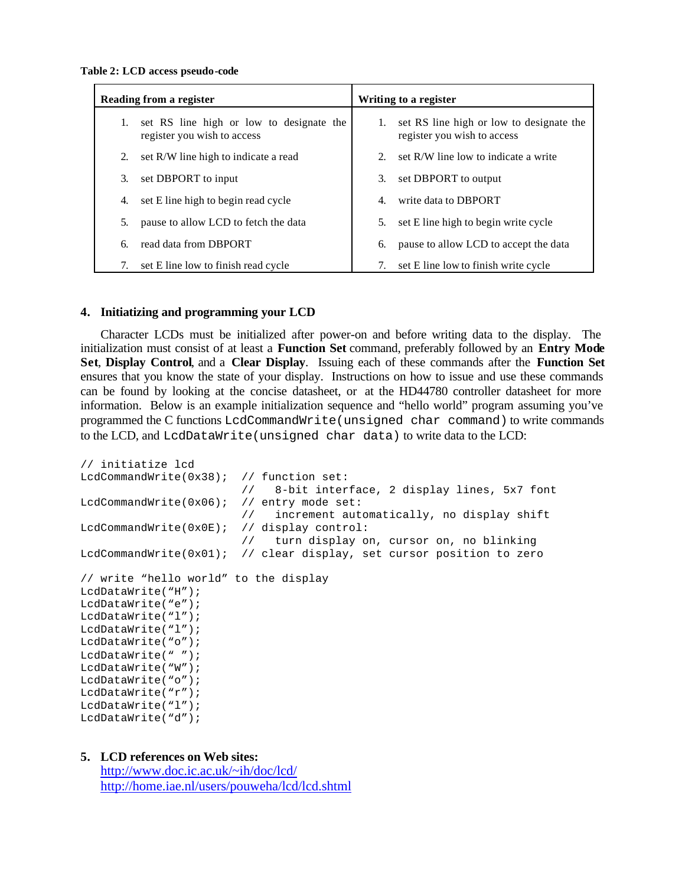**Table 2: LCD access pseudo-code**

| Reading from a register | Writing to a register |
|---|---|
| 1. set RS line high or low to designate the register you wish to access | 1. set RS line high or low to designate the register you wish to access |
| 2. set R/W line high to indicate a read | 2. set R/W line low to indicate a write |
| 3. set DBPORT to input | 3. set DBPORT to output |
| 4. set E line high to begin read cycle | 4. write data to DBPORT |
| 5. pause to allow LCD to fetch the data | 5. set E line high to begin write cycle |
| 6. read data from DBPORT | 6. pause to allow LCD to accept the data |
| 7. set E line low to finish read cycle | 7. set E line low to finish write cycle |

## 4. Initiatizing and programming your LCD

Character LCDs must be initialized after power-on and before writing data to the display. The initialization must consist of at least a **Function Set** command, preferably followed by an **Entry Mode Set**, **Display Control**, and a **Clear Display**. Issuing each of these commands after the **Function Set** ensures that you know the state of your display. Instructions on how to issue and use these commands can be found by looking at the concise datasheet, or at the HD44780 controller datasheet for more information. Below is an example initialization sequence and "hello world" program assuming you've programmed the C functions `LcdCommandWrite(unsigned char command)` to write commands to the LCD, and `LcdDataWrite(unsigned char data)` to write data to the LCD:

```
// initiatize lcd
LcdCommandWrite(0x38);  // function set:
                        //   8-bit interface, 2 display lines, 5x7 font
LcdCommandWrite(0x06);  // entry mode set:
                        //   increment automatically, no display shift
LcdCommandWrite(0x0E);  // display control:
                        //   turn display on, cursor on, no blinking
LcdCommandWrite(0x01);  // clear display, set cursor position to zero

// write "hello world" to the display
LcdDataWrite("H");
LcdDataWrite("e");
LcdDataWrite("l");
LcdDataWrite("l");
LcdDataWrite("o");
LcdDataWrite(" ");
LcdDataWrite("W");
LcdDataWrite("o");
LcdDataWrite("r");
LcdDataWrite("l");
LcdDataWrite("d");
```

## 5. LCD references on Web sites:

http://www.doc.ic.ac.uk/~ih/doc/lcd/
http://home.iae.nl/users/pouweha/lcd/lcd.shtml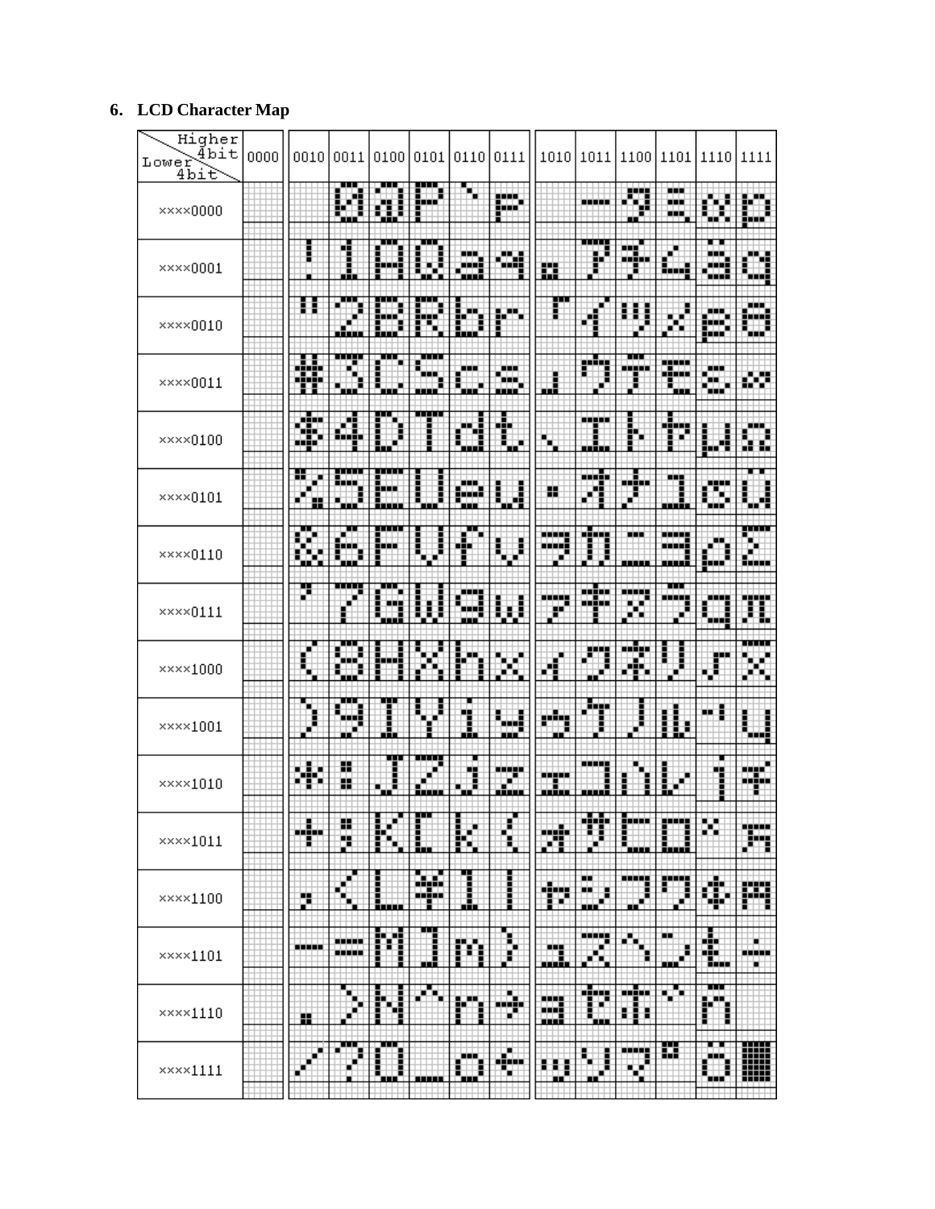## 6. LCD Character Map

| Higher 4bit / Lower 4bit | 0000 | 0010 | 0011 | 0100 | 0101 | 0110 | 0111 | 1010 | 1011 | 1100 | 1101 | 1110 | 1111 |
|---|---|---|---|---|---|---|---|---|---|---|---|---|---|
| xxxx0000 | | | 0 | @ | P | ` | p | | ー | タ | ミ | α | p |
| xxxx0001 | | ! | 1 | A | Q | a | q | 。 | ア | チ | ム | ä | q |
| xxxx0010 | | " | 2 | B | R | b | r | 「 | イ | ツ | メ | β | θ |
| xxxx0011 | | # | 3 | C | S | c | s | 」 | ウ | テ | モ | ε | ∞ |
| xxxx0100 | | $ | 4 | D | T | d | t | 、 | エ | ト | ヤ | μ | Ω |
| xxxx0101 | | % | 5 | E | U | e | u | ・ | オ | ナ | ユ | σ | ü |
| xxxx0110 | | & | 6 | F | V | f | v | ヲ | カ | ニ | ヨ | ρ | Σ |
| xxxx0111 | | ' | 7 | G | W | g | w | ァ | キ | ヌ | ラ | g | π |
| xxxx1000 | | ( | 8 | H | X | h | x | ィ | ク | ネ | リ | √ | x̄ |
| xxxx1001 | | ) | 9 | I | Y | i | y | ゥ | ケ | ノ | ル | ⁻¹ | y |
| xxxx1010 | | * | : | J | Z | j | z | ェ | コ | ハ | レ | j | 千 |
| xxxx1011 | | + | ; | K | [ | k | { | ォ | サ | ヒ | ロ | ˣ | 万 |
| xxxx1100 | | , | < | L | ¥ | l | \| | ャ | シ | フ | ワ | ¢ | 円 |
| xxxx1101 | | - | = | M | ] | m | } | ュ | ス | ヘ | ン | £ | ÷ |
| xxxx1110 | | . | > | N | ^ | n | → | ョ | セ | ホ | ゛ | ñ | |
| xxxx1111 | | / | ? | O | _ | o | ← | ッ | ソ | マ | ゜ | ö | █ |